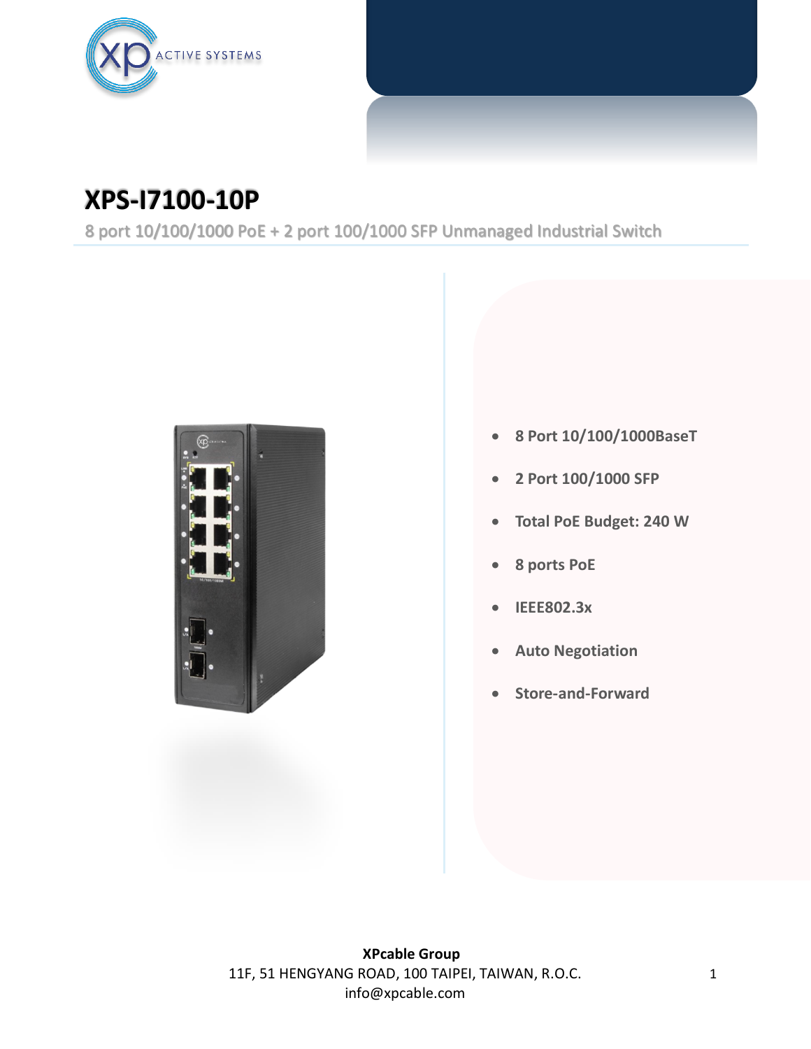# XPS-I7100-10P

8 port 10/100/1000 PoE + 2 port 100/1000 SFP Unmanaged Industrial Switch

- **8 Port 10/100/1000BaseT**
- **2 Port 100/1000 SFP**
- **Total PoE Budget: 240 W**
- **8 ports PoE**
- **IEEE802.3x**
- **Auto Negotiation**
- **Store-and-Forward**

**XPcable Group**
11F, 51 HENGYANG ROAD, 100 TAIPEI, TAIWAN, R.O.C.
info@xpcable.com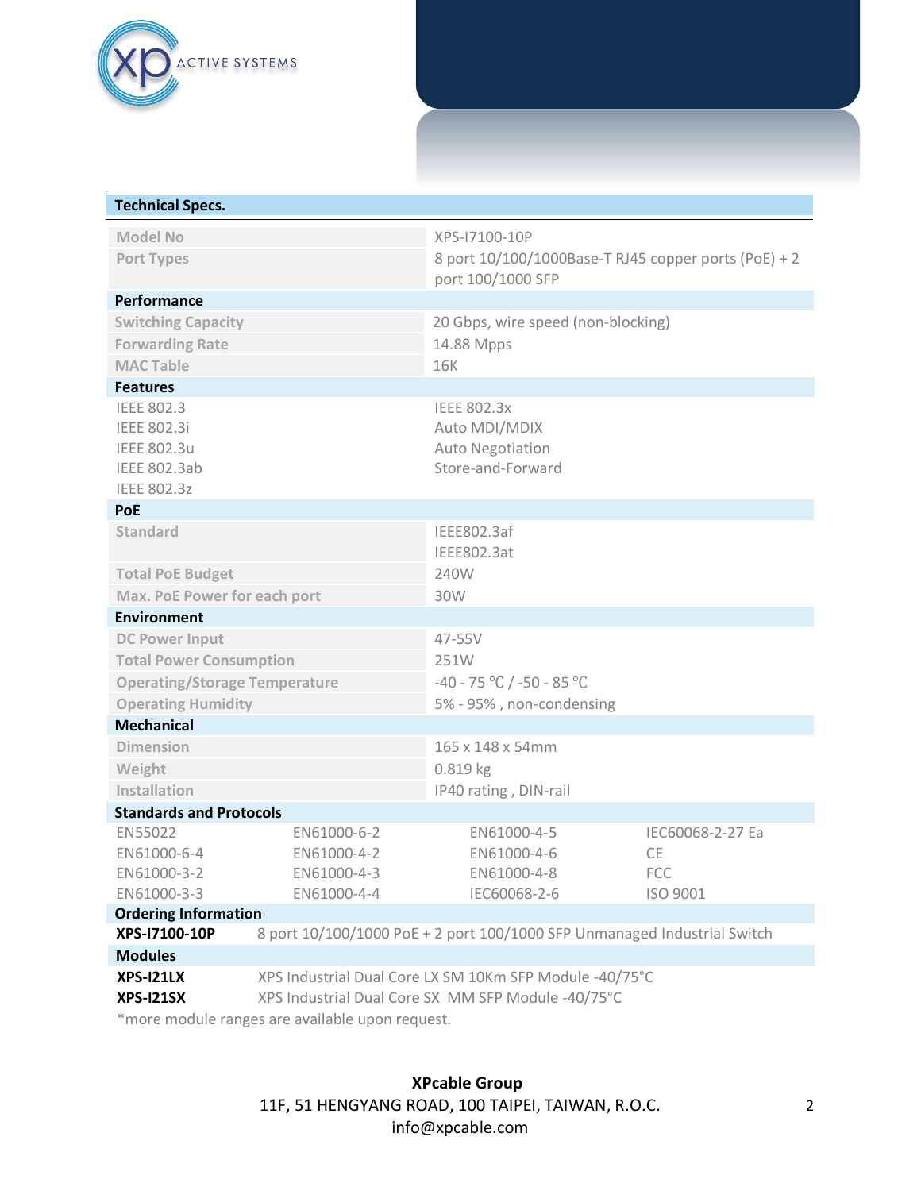## Technical Specs.

| | |
|---|---|
| Model No | XPS-I7100-10P |
| Port Types | 8 port 10/100/1000Base-T RJ45 copper ports (PoE) + 2 port 100/1000 SFP |

### Performance

| | |
|---|---|
| Switching Capacity | 20 Gbps, wire speed (non-blocking) |
| Forwarding Rate | 14.88 Mpps |
| MAC Table | 16K |

### Features

| | |
|---|---|
| IEEE 802.3 | IEEE 802.3x |
| IEEE 802.3i | Auto MDI/MDIX |
| IEEE 802.3u | Auto Negotiation |
| IEEE 802.3ab | Store-and-Forward |
| IEEE 802.3z | |

### PoE

| | |
|---|---|
| Standard | IEEE802.3af<br>IEEE802.3at |
| Total PoE Budget | 240W |
| Max. PoE Power for each port | 30W |

### Environment

| | |
|---|---|
| DC Power Input | 47-55V |
| Total Power Consumption | 251W |
| Operating/Storage Temperature | -40 - 75 ℃ / -50 - 85 ℃ |
| Operating Humidity | 5% - 95% , non-condensing |

### Mechanical

| | |
|---|---|
| Dimension | 165 x 148 x 54mm |
| Weight | 0.819 kg |
| Installation | IP40 rating , DIN-rail |

### Standards and Protocols

| | | | |
|---|---|---|---|
| EN55022 | EN61000-6-2 | EN61000-4-5 | IEC60068-2-27 Ea |
| EN61000-6-4 | EN61000-4-2 | EN61000-4-6 | CE |
| EN61000-3-2 | EN61000-4-3 | EN61000-4-8 | FCC |
| EN61000-3-3 | EN61000-4-4 | IEC60068-2-6 | ISO 9001 |

### Ordering Information

| | |
|---|---|
| **XPS-I7100-10P** | 8 port 10/100/1000 PoE + 2 port 100/1000 SFP Unmanaged Industrial Switch |

### Modules

| | |
|---|---|
| **XPS-I21LX** | XPS Industrial Dual Core LX SM 10Km SFP Module -40/75°C |
| **XPS-I21SX** | XPS Industrial Dual Core SX MM SFP Module -40/75°C |

*more module ranges are available upon request.

**XPcable Group**
11F, 51 HENGYANG ROAD, 100 TAIPEI, TAIWAN, R.O.C.
info@xpcable.com